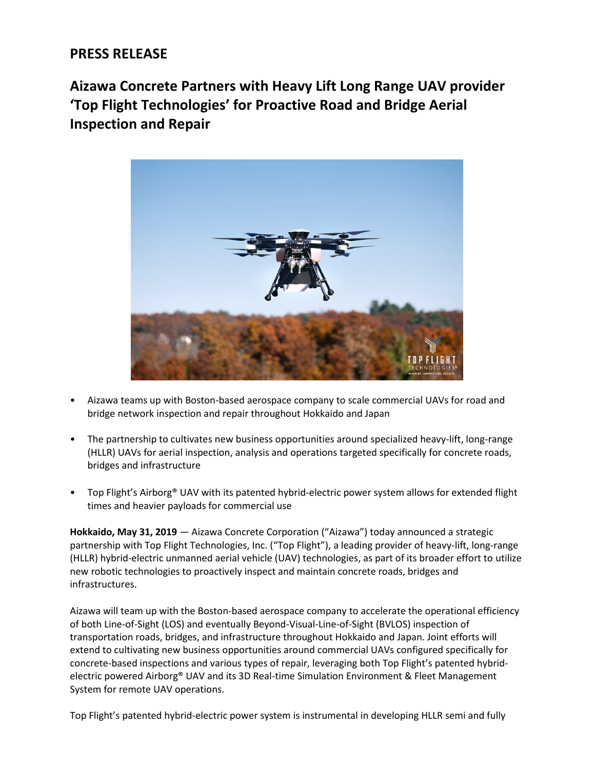## PRESS RELEASE

# Aizawa Concrete Partners with Heavy Lift Long Range UAV provider 'Top Flight Technologies' for Proactive Road and Bridge Aerial Inspection and Repair

- Aizawa teams up with Boston-based aerospace company to scale commercial UAVs for road and bridge network inspection and repair throughout Hokkaido and Japan

- The partnership to cultivates new business opportunities around specialized heavy-lift, long-range (HLLR) UAVs for aerial inspection, analysis and operations targeted specifically for concrete roads, bridges and infrastructure

- Top Flight's Airborg® UAV with its patented hybrid-electric power system allows for extended flight times and heavier payloads for commercial use

**Hokkaido, May 31, 2019** — Aizawa Concrete Corporation ("Aizawa") today announced a strategic partnership with Top Flight Technologies, Inc. ("Top Flight"), a leading provider of heavy-lift, long-range (HLLR) hybrid-electric unmanned aerial vehicle (UAV) technologies, as part of its broader effort to utilize new robotic technologies to proactively inspect and maintain concrete roads, bridges and infrastructures.

Aizawa will team up with the Boston-based aerospace company to accelerate the operational efficiency of both Line-of-Sight (LOS) and eventually Beyond-Visual-Line-of-Sight (BVLOS) inspection of transportation roads, bridges, and infrastructure throughout Hokkaido and Japan. Joint efforts will extend to cultivating new business opportunities around commercial UAVs configured specifically for concrete-based inspections and various types of repair, leveraging both Top Flight's patented hybrid-electric powered Airborg® UAV and its 3D Real-time Simulation Environment & Fleet Management System for remote UAV operations.

Top Flight's patented hybrid-electric power system is instrumental in developing HLLR semi and fully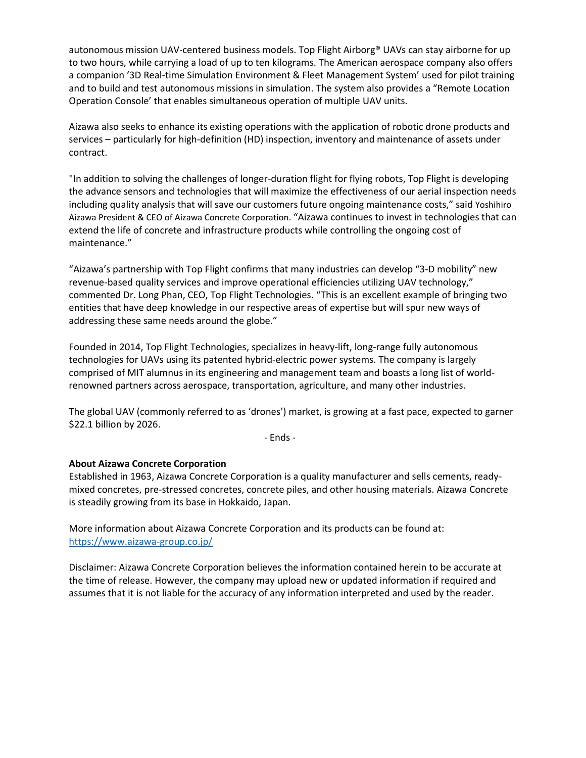autonomous mission UAV-centered business models. Top Flight Airborg® UAVs can stay airborne for up to two hours, while carrying a load of up to ten kilograms. The American aerospace company also offers a companion '3D Real-time Simulation Environment & Fleet Management System' used for pilot training and to build and test autonomous missions in simulation. The system also provides a "Remote Location Operation Console' that enables simultaneous operation of multiple UAV units.

Aizawa also seeks to enhance its existing operations with the application of robotic drone products and services – particularly for high-definition (HD) inspection, inventory and maintenance of assets under contract.

"In addition to solving the challenges of longer-duration flight for flying robots, Top Flight is developing the advance sensors and technologies that will maximize the effectiveness of our aerial inspection needs including quality analysis that will save our customers future ongoing maintenance costs," said Yoshihiro Aizawa President & CEO of Aizawa Concrete Corporation. "Aizawa continues to invest in technologies that can extend the life of concrete and infrastructure products while controlling the ongoing cost of maintenance."

"Aizawa's partnership with Top Flight confirms that many industries can develop "3-D mobility" new revenue-based quality services and improve operational efficiencies utilizing UAV technology," commented Dr. Long Phan, CEO, Top Flight Technologies. "This is an excellent example of bringing two entities that have deep knowledge in our respective areas of expertise but will spur new ways of addressing these same needs around the globe."

Founded in 2014, Top Flight Technologies, specializes in heavy-lift, long-range fully autonomous technologies for UAVs using its patented hybrid-electric power systems. The company is largely comprised of MIT alumnus in its engineering and management team and boasts a long list of world-renowned partners across aerospace, transportation, agriculture, and many other industries.

The global UAV (commonly referred to as 'drones') market, is growing at a fast pace, expected to garner $22.1 billion by 2026.

- Ends -

**About Aizawa Concrete Corporation**

Established in 1963, Aizawa Concrete Corporation is a quality manufacturer and sells cements, ready-mixed concretes, pre-stressed concretes, concrete piles, and other housing materials. Aizawa Concrete is steadily growing from its base in Hokkaido, Japan.

More information about Aizawa Concrete Corporation and its products can be found at:
https://www.aizawa-group.co.jp/

Disclaimer: Aizawa Concrete Corporation believes the information contained herein to be accurate at the time of release. However, the company may upload new or updated information if required and assumes that it is not liable for the accuracy of any information interpreted and used by the reader.